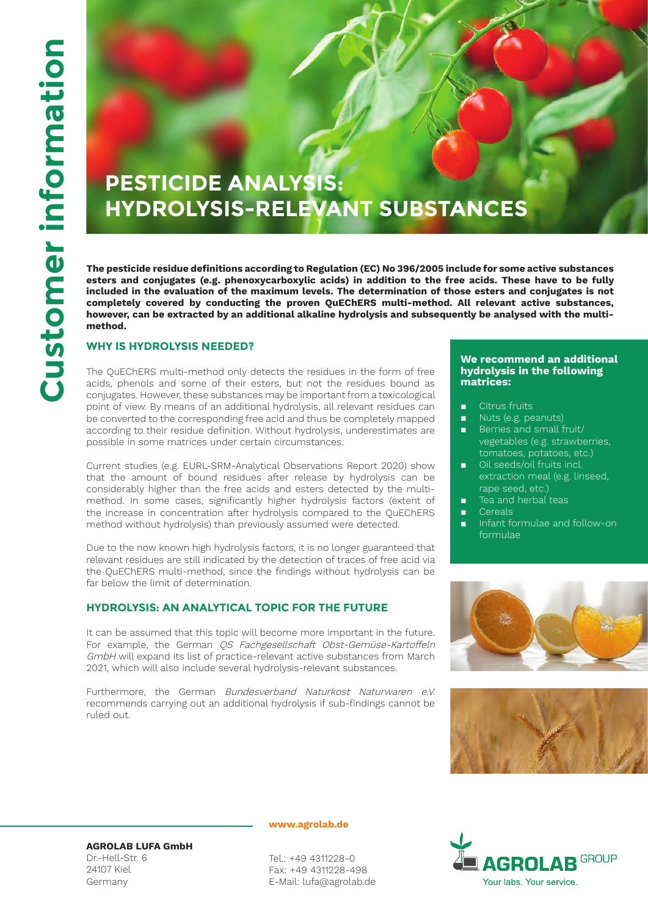Customer information

# PESTICIDE ANALYSIS: HYDROLYSIS-RELEVANT SUBSTANCES

**The pesticide residue definitions according to Regulation (EC) No 396/2005 include for some active substances esters and conjugates (e.g. phenoxycarboxylic acids) in addition to the free acids. These have to be fully included in the evaluation of the maximum levels. The determination of those esters and conjugates is not completely covered by conducting the proven QuEChERS multi-method. All relevant active substances, however, can be extracted by an additional alkaline hydrolysis and subsequently be analysed with the multi-method.**

## WHY IS HYDROLYSIS NEEDED?

The QuEChERS multi-method only detects the residues in the form of free acids, phenols and some of their esters, but not the residues bound as conjugates. However, these substances may be important from a toxicological point of view. By means of an additional hydrolysis, all relevant residues can be converted to the corresponding free acid and thus be completely mapped according to their residue definition. Without hydrolysis, underestimates are possible in some matrices under certain circumstances.

Current studies (e.g. EURL-SRM-Analytical Observations Report 2020) show that the amount of bound residues after release by hydrolysis can be considerably higher than the free acids and esters detected by the multi-method. In some cases, significantly higher hydrolysis factors (extent of the increase in concentration after hydrolysis compared to the QuEChERS method without hydrolysis) than previously assumed were detected.

Due to the now known high hydrolysis factors, it is no longer guaranteed that relevant residues are still indicated by the detection of traces of free acid via the QuEChERS multi-method, since the findings without hydrolysis can be far below the limit of determination.

## HYDROLYSIS: AN ANALYTICAL TOPIC FOR THE FUTURE

It can be assumed that this topic will become more important in the future. For example, the German *QS Fachgesellschaft Obst-Gemüse-Kartoffeln GmbH* will expand its list of practice-relevant active substances from March 2021, which will also include several hydrolysis-relevant substances.

Furthermore, the German *Bundesverband Naturkost Naturwaren e.V.* recommends carrying out an additional hydrolysis if sub-findings cannot be ruled out.

**We recommend an additional hydrolysis in the following matrices:**

- Citrus fruits
- Nuts (e.g. peanuts)
- Berries and small fruit/ vegetables (e.g. strawberries, tomatoes, potatoes, etc.)
- Oil seeds/oil fruits incl. extraction meal (e.g. linseed, rape seed, etc.)
- Tea and herbal teas
- Cereals
- Infant formulae and follow-on formulae

**AGROLAB LUFA GmbH**
Dr.-Hell-Str. 6
24107 Kiel
Germany

**www.agrolab.de**

Tel.: +49 4311228-0
Fax: +49 4311228-498
E-Mail: lufa@agrolab.de

AGROLAB GROUP
Your labs. Your service.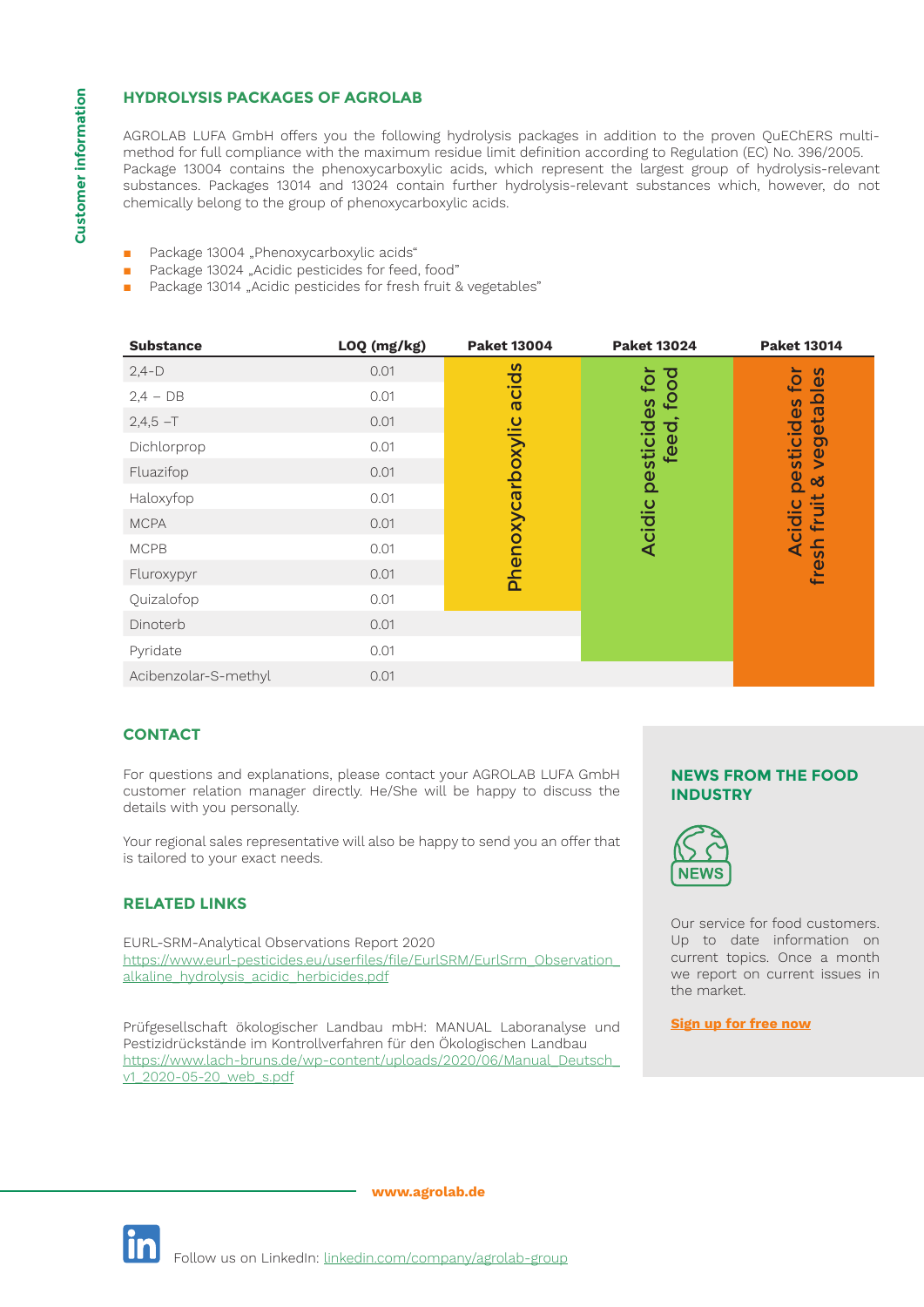## HYDROLYSIS PACKAGES OF AGROLAB

AGROLAB LUFA GmbH offers you the following hydrolysis packages in addition to the proven QuEChERS multi-method for full compliance with the maximum residue limit definition according to Regulation (EC) No. 396/2005. Package 13004 contains the phenoxycarboxylic acids, which represent the largest group of hydrolysis-relevant substances. Packages 13014 and 13024 contain further hydrolysis-relevant substances which, however, do not chemically belong to the group of phenoxycarboxylic acids.

- Package 13004 „Phenoxycarboxylic acids“
- Package 13024 „Acidic pesticides for feed, food”
- Package 13014 „Acidic pesticides for fresh fruit & vegetables”

| Substance | LOQ (mg/kg) | Paket 13004 | Paket 13024 | Paket 13014 |
|---|---|---|---|---|
| 2,4-D | 0.01 | Phenoxycarboxylic acids | Acidic pesticides for feed, food | Acidic pesticides for fresh fruit & vegetables |
| 2,4 – DB | 0.01 | Phenoxycarboxylic acids | Acidic pesticides for feed, food | Acidic pesticides for fresh fruit & vegetables |
| 2,4,5 –T | 0.01 | Phenoxycarboxylic acids | Acidic pesticides for feed, food | Acidic pesticides for fresh fruit & vegetables |
| Dichlorprop | 0.01 | Phenoxycarboxylic acids | Acidic pesticides for feed, food | Acidic pesticides for fresh fruit & vegetables |
| Fluazifop | 0.01 | Phenoxycarboxylic acids | Acidic pesticides for feed, food | Acidic pesticides for fresh fruit & vegetables |
| Haloxyfop | 0.01 | Phenoxycarboxylic acids | Acidic pesticides for feed, food | Acidic pesticides for fresh fruit & vegetables |
| MCPA | 0.01 | Phenoxycarboxylic acids | Acidic pesticides for feed, food | Acidic pesticides for fresh fruit & vegetables |
| MCPB | 0.01 | Phenoxycarboxylic acids | Acidic pesticides for feed, food | Acidic pesticides for fresh fruit & vegetables |
| Fluroxypyr | 0.01 | Phenoxycarboxylic acids | Acidic pesticides for feed, food | Acidic pesticides for fresh fruit & vegetables |
| Quizalofop | 0.01 | Phenoxycarboxylic acids | Acidic pesticides for feed, food | Acidic pesticides for fresh fruit & vegetables |
| Dinoterb | 0.01 | | Acidic pesticides for feed, food | Acidic pesticides for fresh fruit & vegetables |
| Pyridate | 0.01 | | Acidic pesticides for feed, food | Acidic pesticides for fresh fruit & vegetables |
| Acibenzolar-S-methyl | 0.01 | | | Acidic pesticides for fresh fruit & vegetables |

## CONTACT

For questions and explanations, please contact your AGROLAB LUFA GmbH customer relation manager directly. He/She will be happy to discuss the details with you personally.

Your regional sales representative will also be happy to send you an offer that is tailored to your exact needs.

## RELATED LINKS

EURL-SRM-Analytical Observations Report 2020
https://www.eurl-pesticides.eu/userfiles/file/EurlSRM/EurlSrm_Observation_alkaline_hydrolysis_acidic_herbicides.pdf

Prüfgesellschaft ökologischer Landbau mbH: MANUAL Laboranalyse und Pestizidrückstände im Kontrollverfahren für den Ökologischen Landbau
https://www.lach-bruns.de/wp-content/uploads/2020/06/Manual_Deutsch_v1_2020-05-20_web_s.pdf

## NEWS FROM THE FOOD INDUSTRY

NEWS

Our service for food customers. Up to date information on current topics. Once a month we report on current issues in the market.

**Sign up for free now**

**www.agrolab.de**

Follow us on LinkedIn: linkedin.com/company/agrolab-group